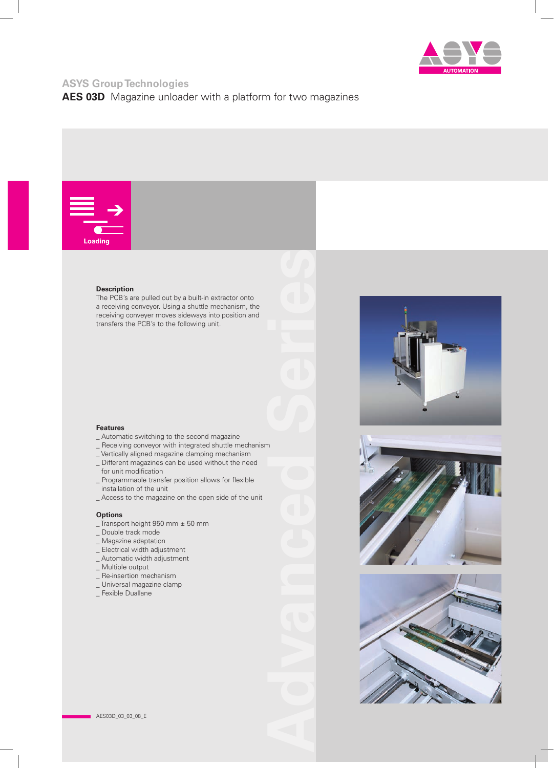ASYS Group Technologies

# AES 03D Magazine unloader with a platform for two magazines

Loading

Advanced Series

**Description**

The PCB's are pulled out by a built-in extractor onto a receiving conveyor. Using a shuttle mechanism, the receiving conveyer moves sideways into position and transfers the PCB's to the following unit.

**Features**

_ Automatic switching to the second magazine
_ Receiving conveyor with integrated shuttle mechanism
_ Vertically aligned magazine clamping mechanism
_ Different magazines can be used without the need for unit modification
_ Programmable transfer position allows for flexible installation of the unit
_ Access to the magazine on the open side of the unit

**Options**

_ Transport height 950 mm ± 50 mm
_ Double track mode
_ Magazine adaptation
_ Electrical width adjustment
_ Automatic width adjustment
_ Multiple output
_ Re-insertion mechanism
_ Universal magazine clamp
_ Fexible Duallane

AES03D_03_03_08_E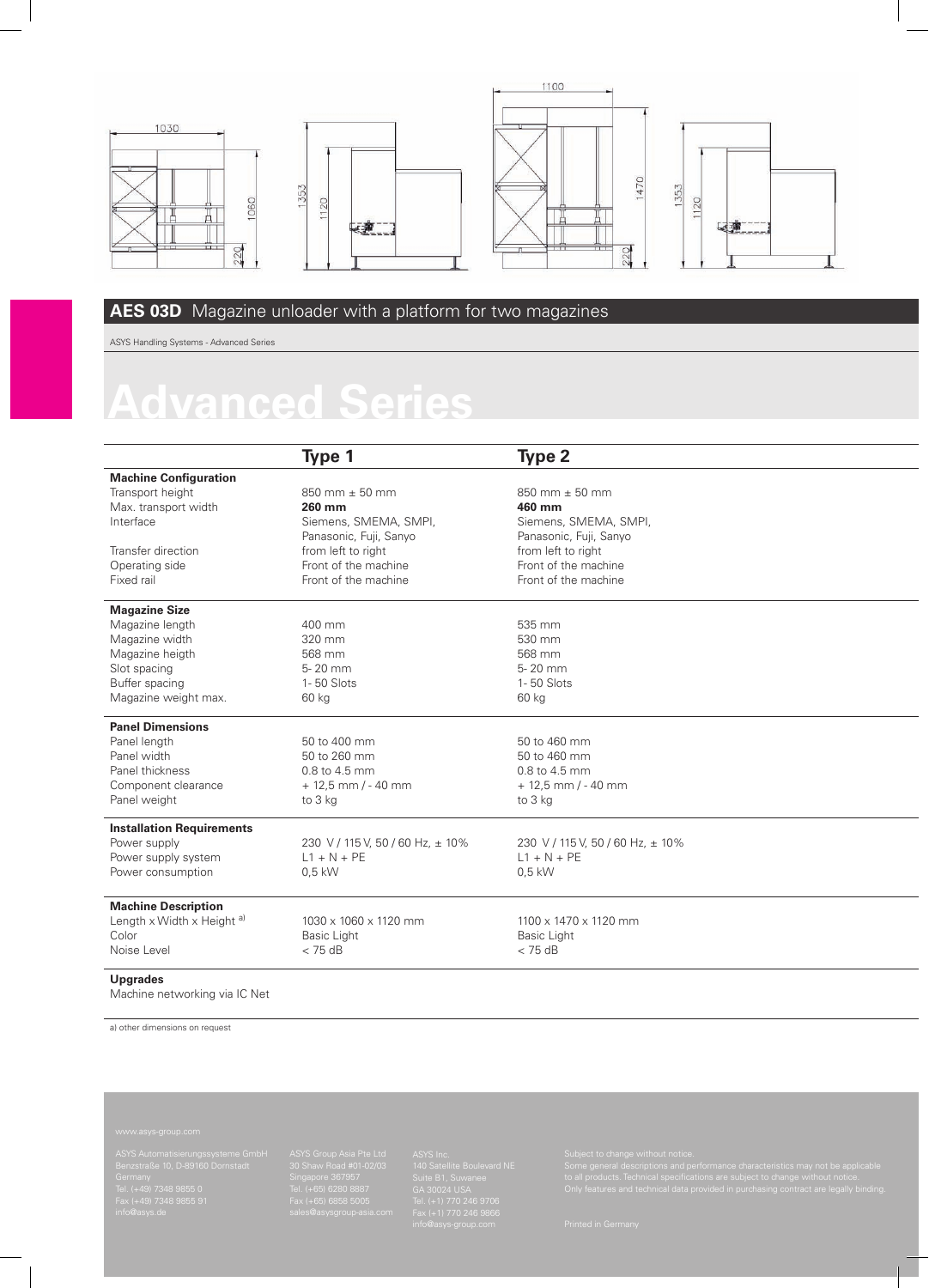1030

1060

220

1353

1120

1100

1470

220

1353

1120

## AES 03D Magazine unloader with a platform for two magazines

ASYS Handling Systems - Advanced Series

# Advanced Series

| | Type 1 | Type 2 |
|---|---|---|
| **Machine Configuration** | | |
| Transport height | 850 mm ± 50 mm | 850 mm ± 50 mm |
| Max. transport width | **260 mm** | **460 mm** |
| Interface | Siemens, SMEMA, SMPI, Panasonic, Fuji, Sanyo | Siemens, SMEMA, SMPI, Panasonic, Fuji, Sanyo |
| Transfer direction | from left to right | from left to right |
| Operating side | Front of the machine | Front of the machine |
| Fixed rail | Front of the machine | Front of the machine |
| **Magazine Size** | | |
| Magazine length | 400 mm | 535 mm |
| Magazine width | 320 mm | 530 mm |
| Magazine heigth | 568 mm | 568 mm |
| Slot spacing | 5- 20 mm | 5- 20 mm |
| Buffer spacing | 1- 50 Slots | 1- 50 Slots |
| Magazine weight max. | 60 kg | 60 kg |
| **Panel Dimensions** | | |
| Panel length | 50 to 400 mm | 50 to 460 mm |
| Panel width | 50 to 260 mm | 50 to 460 mm |
| Panel thickness | 0.8 to 4.5 mm | 0.8 to 4.5 mm |
| Component clearance | + 12,5 mm / - 40 mm | + 12,5 mm / - 40 mm |
| Panel weight | to 3 kg | to 3 kg |
| **Installation Requirements** | | |
| Power supply | 230 V / 115 V, 50 / 60 Hz, ± 10% | 230 V / 115 V, 50 / 60 Hz, ± 10% |
| Power supply system | L1 + N + PE | L1 + N + PE |
| Power consumption | 0,5 kW | 0,5 kW |
| **Machine Description** | | |
| Length x Width x Height [a] | 1030 x 1060 x 1120 mm | 1100 x 1470 x 1120 mm |
| Color | Basic Light | Basic Light |
| Noise Level | < 75 dB | < 75 dB |

**Upgrades**

Machine networking via IC Net

a) other dimensions on request

www.asys-group.com

ASYS Automatisierungssysteme GmbH
Benzstraße 10, D-89160 Dornstadt
Germany
Tel. (+49) 7348 9855 0
Fax (+49) 7348 9855 91
info@asys.de

ASYS Group Asia Pte Ltd
30 Shaw Road #01-02/03
Singapore 367957
Tel. (+65) 6280 8887
Fax (+65) 6858 5005
sales@asysgroup-asia.com

ASYS Inc.
140 Satellite Boulevard NE
Suite B1, Suwanee
GA 30024 USA
Tel. (+1) 770 246 9706
Fax (+1) 770 246 9866
info@asys-group.com

Subject to change without notice.
Some general descriptions and performance characteristics may not be applicable to all products. Technical specifications are subject to change without notice.
Only features and technical data provided in purchasing contract are legally binding.

Printed in Germany